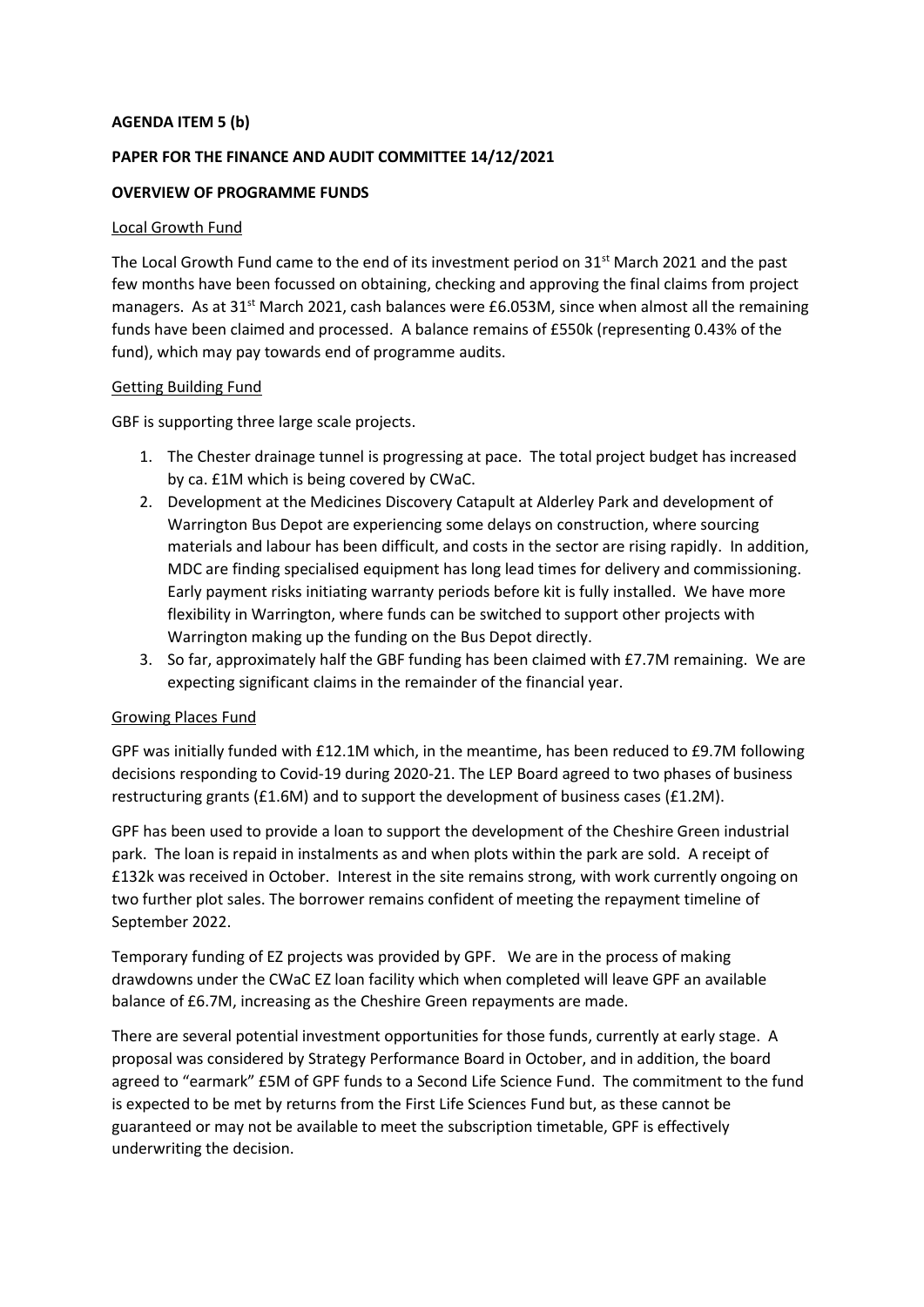**AGENDA ITEM 5 (b)**

**PAPER FOR THE FINANCE AND AUDIT COMMITTEE 14/12/2021**

**OVERVIEW OF PROGRAMME FUNDS**

Local Growth Fund

The Local Growth Fund came to the end of its investment period on 31st March 2021 and the past few months have been focussed on obtaining, checking and approving the final claims from project managers. As at 31st March 2021, cash balances were £6.053M, since when almost all the remaining funds have been claimed and processed. A balance remains of £550k (representing 0.43% of the fund), which may pay towards end of programme audits.

Getting Building Fund

GBF is supporting three large scale projects.

1. The Chester drainage tunnel is progressing at pace. The total project budget has increased by ca. £1M which is being covered by CWaC.
2. Development at the Medicines Discovery Catapult at Alderley Park and development of Warrington Bus Depot are experiencing some delays on construction, where sourcing materials and labour has been difficult, and costs in the sector are rising rapidly. In addition, MDC are finding specialised equipment has long lead times for delivery and commissioning. Early payment risks initiating warranty periods before kit is fully installed. We have more flexibility in Warrington, where funds can be switched to support other projects with Warrington making up the funding on the Bus Depot directly.
3. So far, approximately half the GBF funding has been claimed with £7.7M remaining. We are expecting significant claims in the remainder of the financial year.

Growing Places Fund

GPF was initially funded with £12.1M which, in the meantime, has been reduced to £9.7M following decisions responding to Covid-19 during 2020-21. The LEP Board agreed to two phases of business restructuring grants (£1.6M) and to support the development of business cases (£1.2M).

GPF has been used to provide a loan to support the development of the Cheshire Green industrial park. The loan is repaid in instalments as and when plots within the park are sold. A receipt of £132k was received in October. Interest in the site remains strong, with work currently ongoing on two further plot sales. The borrower remains confident of meeting the repayment timeline of September 2022.

Temporary funding of EZ projects was provided by GPF. We are in the process of making drawdowns under the CWaC EZ loan facility which when completed will leave GPF an available balance of £6.7M, increasing as the Cheshire Green repayments are made.

There are several potential investment opportunities for those funds, currently at early stage. A proposal was considered by Strategy Performance Board in October, and in addition, the board agreed to "earmark" £5M of GPF funds to a Second Life Science Fund. The commitment to the fund is expected to be met by returns from the First Life Sciences Fund but, as these cannot be guaranteed or may not be available to meet the subscription timetable, GPF is effectively underwriting the decision.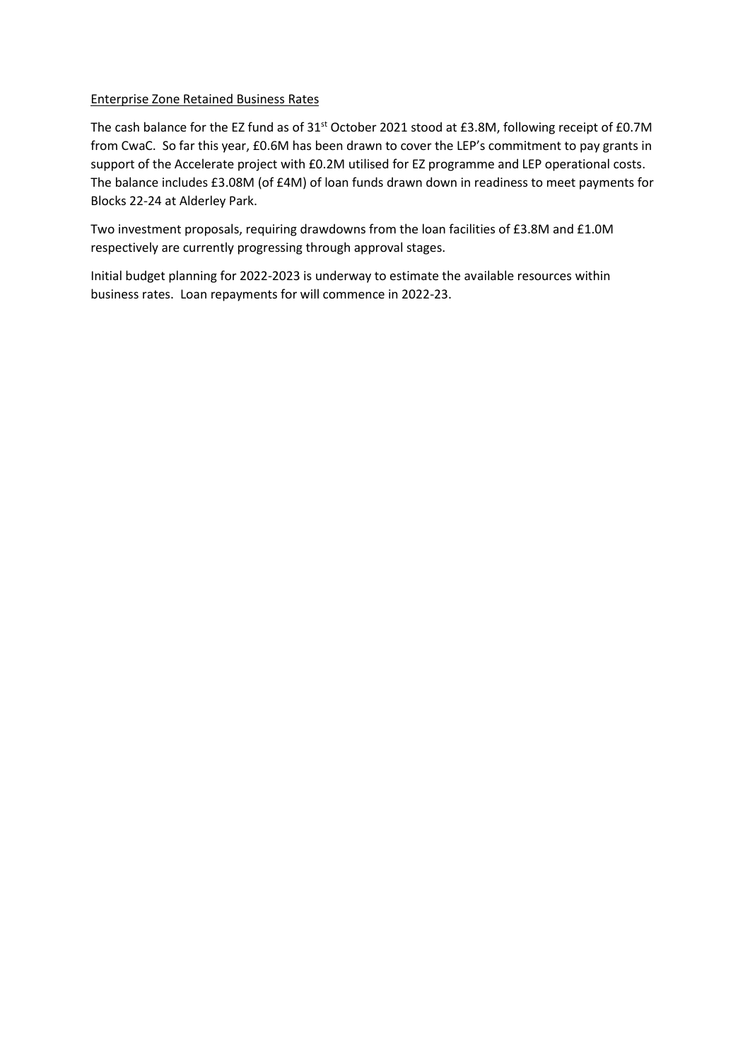<u>Enterprise Zone Retained Business Rates</u>

The cash balance for the EZ fund as of 31st October 2021 stood at £3.8M, following receipt of £0.7M from CwaC. So far this year, £0.6M has been drawn to cover the LEP's commitment to pay grants in support of the Accelerate project with £0.2M utilised for EZ programme and LEP operational costs. The balance includes £3.08M (of £4M) of loan funds drawn down in readiness to meet payments for Blocks 22-24 at Alderley Park.

Two investment proposals, requiring drawdowns from the loan facilities of £3.8M and £1.0M respectively are currently progressing through approval stages.

Initial budget planning for 2022-2023 is underway to estimate the available resources within business rates. Loan repayments for will commence in 2022-23.